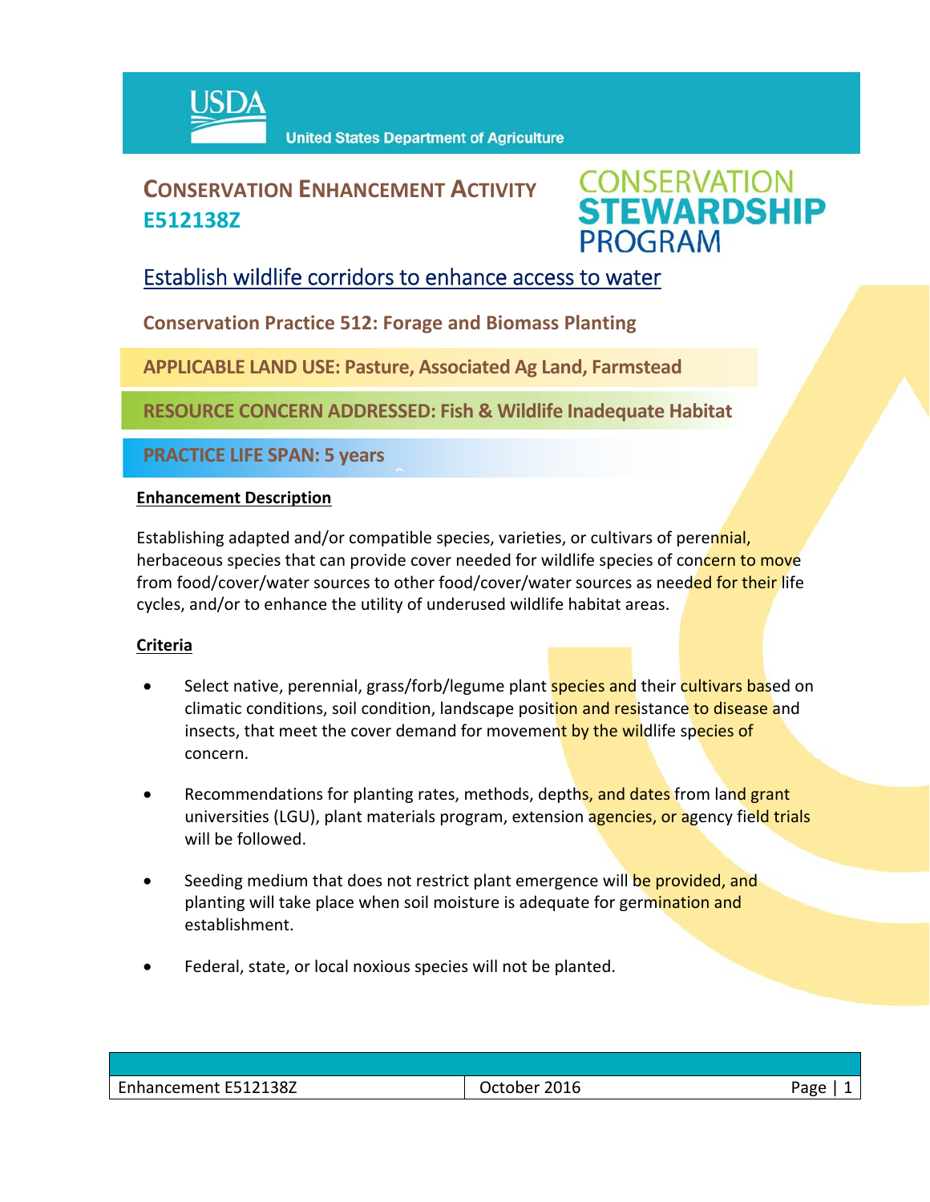USDA United States Department of Agriculture

# CONSERVATION ENHANCEMENT ACTIVITY E512138Z

CONSERVATION STEWARDSHIP PROGRAM

## Establish wildlife corridors to enhance access to water

**Conservation Practice 512: Forage and Biomass Planting**

**APPLICABLE LAND USE: Pasture, Associated Ag Land, Farmstead**

**RESOURCE CONCERN ADDRESSED: Fish & Wildlife Inadequate Habitat**

**PRACTICE LIFE SPAN: 5 years**

### Enhancement Description

Establishing adapted and/or compatible species, varieties, or cultivars of perennial, herbaceous species that can provide cover needed for wildlife species of concern to move from food/cover/water sources to other food/cover/water sources as needed for their life cycles, and/or to enhance the utility of underused wildlife habitat areas.

### Criteria

- Select native, perennial, grass/forb/legume plant species and their cultivars based on climatic conditions, soil condition, landscape position and resistance to disease and insects, that meet the cover demand for movement by the wildlife species of concern.
- Recommendations for planting rates, methods, depths, and dates from land grant universities (LGU), plant materials program, extension agencies, or agency field trials will be followed.
- Seeding medium that does not restrict plant emergence will be provided, and planting will take place when soil moisture is adequate for germination and establishment.
- Federal, state, or local noxious species will not be planted.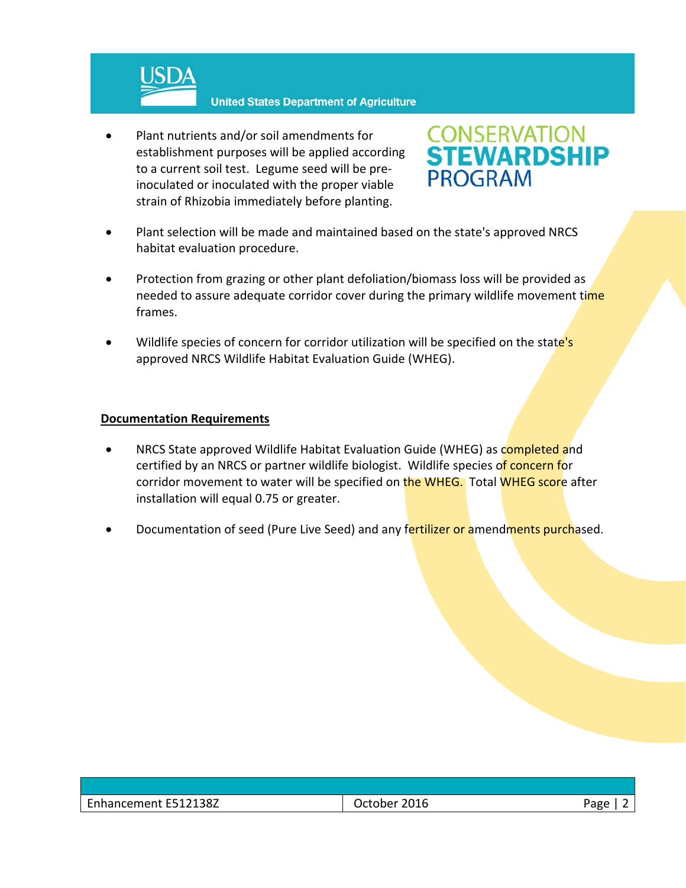- Plant nutrients and/or soil amendments for establishment purposes will be applied according to a current soil test. Legume seed will be pre-inoculated or inoculated with the proper viable strain of Rhizobia immediately before planting.

- Plant selection will be made and maintained based on the state's approved NRCS habitat evaluation procedure.

- Protection from grazing or other plant defoliation/biomass loss will be provided as needed to assure adequate corridor cover during the primary wildlife movement time frames.

- Wildlife species of concern for corridor utilization will be specified on the state's approved NRCS Wildlife Habitat Evaluation Guide (WHEG).

**Documentation Requirements**

- NRCS State approved Wildlife Habitat Evaluation Guide (WHEG) as completed and certified by an NRCS or partner wildlife biologist. Wildlife species of concern for corridor movement to water will be specified on the WHEG. Total WHEG score after installation will equal 0.75 or greater.

- Documentation of seed (Pure Live Seed) and any fertilizer or amendments purchased.